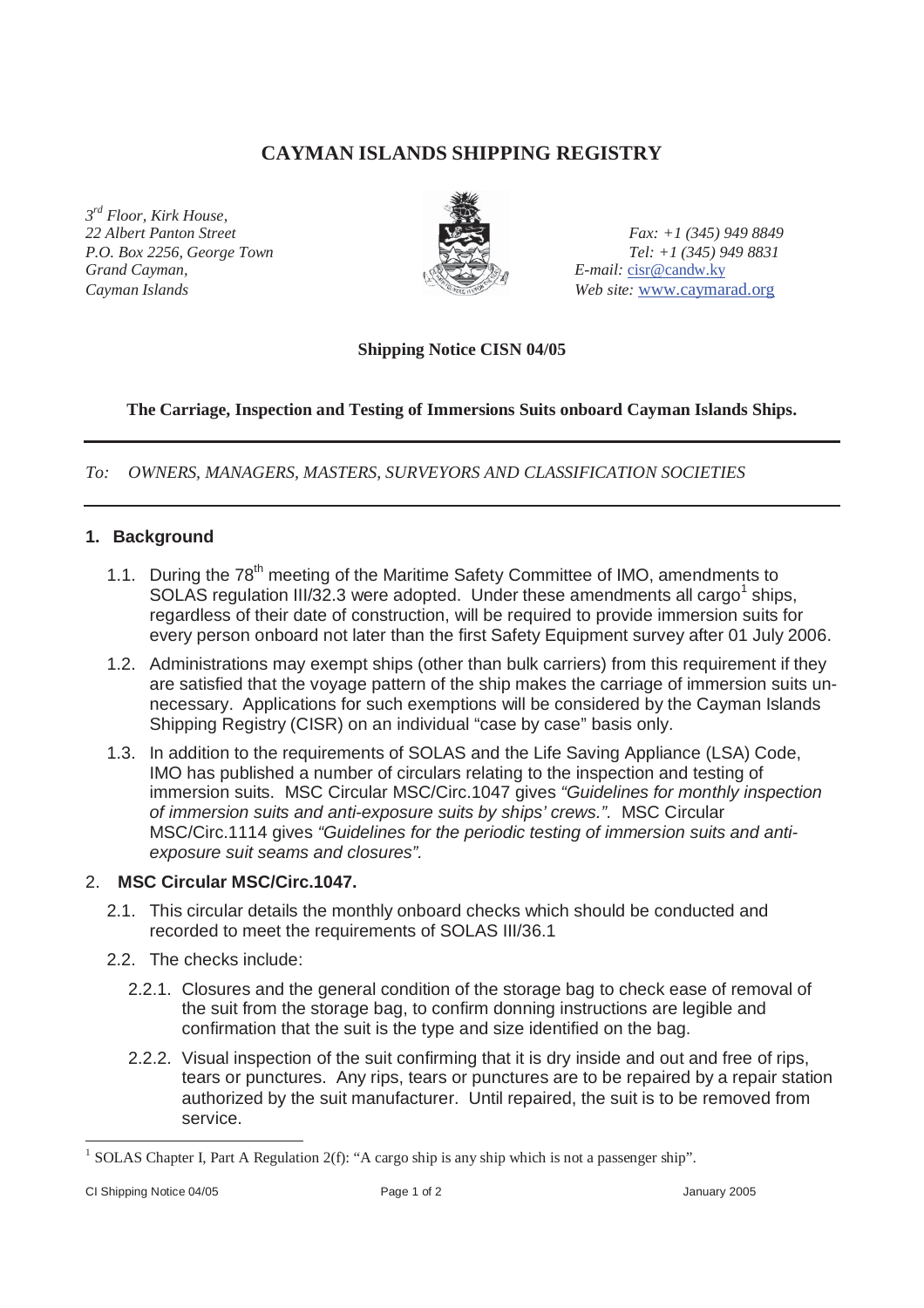# CAYMAN ISLANDS SHIPPING REGISTRY

*3rd Floor, Kirk House,*
*22 Albert Panton Street*
*P.O. Box 2256, George Town*
*Grand Cayman,*
*Cayman Islands*

*Fax: +1 (345) 949 8849*
*Tel: +1 (345) 949 8831*
*E-mail:* cisr@candw.ky
*Web site:* www.caymarad.org

**Shipping Notice CISN 04/05**

**The Carriage, Inspection and Testing of Immersions Suits onboard Cayman Islands Ships.**

---

*To: OWNERS, MANAGERS, MASTERS, SURVEYORS AND CLASSIFICATION SOCIETIES*

---

## 1. Background

1.1. During the 78th meeting of the Maritime Safety Committee of IMO, amendments to SOLAS regulation III/32.3 were adopted. Under these amendments all cargo[1] ships, regardless of their date of construction, will be required to provide immersion suits for every person onboard not later than the first Safety Equipment survey after 01 July 2006.

1.2. Administrations may exempt ships (other than bulk carriers) from this requirement if they are satisfied that the voyage pattern of the ship makes the carriage of immersion suits un-necessary. Applications for such exemptions will be considered by the Cayman Islands Shipping Registry (CISR) on an individual "case by case" basis only.

1.3. In addition to the requirements of SOLAS and the Life Saving Appliance (LSA) Code, IMO has published a number of circulars relating to the inspection and testing of immersion suits. MSC Circular MSC/Circ.1047 gives *"Guidelines for monthly inspection of immersion suits and anti-exposure suits by ships' crews."*. MSC Circular MSC/Circ.1114 gives *"Guidelines for the periodic testing of immersion suits and anti-exposure suit seams and closures"*.

## 2. MSC Circular MSC/Circ.1047.

2.1. This circular details the monthly onboard checks which should be conducted and recorded to meet the requirements of SOLAS III/36.1

2.2. The checks include:

2.2.1. Closures and the general condition of the storage bag to check ease of removal of the suit from the storage bag, to confirm donning instructions are legible and confirmation that the suit is the type and size identified on the bag.

2.2.2. Visual inspection of the suit confirming that it is dry inside and out and free of rips, tears or punctures. Any rips, tears or punctures are to be repaired by a repair station authorized by the suit manufacturer. Until repaired, the suit is to be removed from service.

---

[1] SOLAS Chapter I, Part A Regulation 2(f): "A cargo ship is any ship which is not a passenger ship".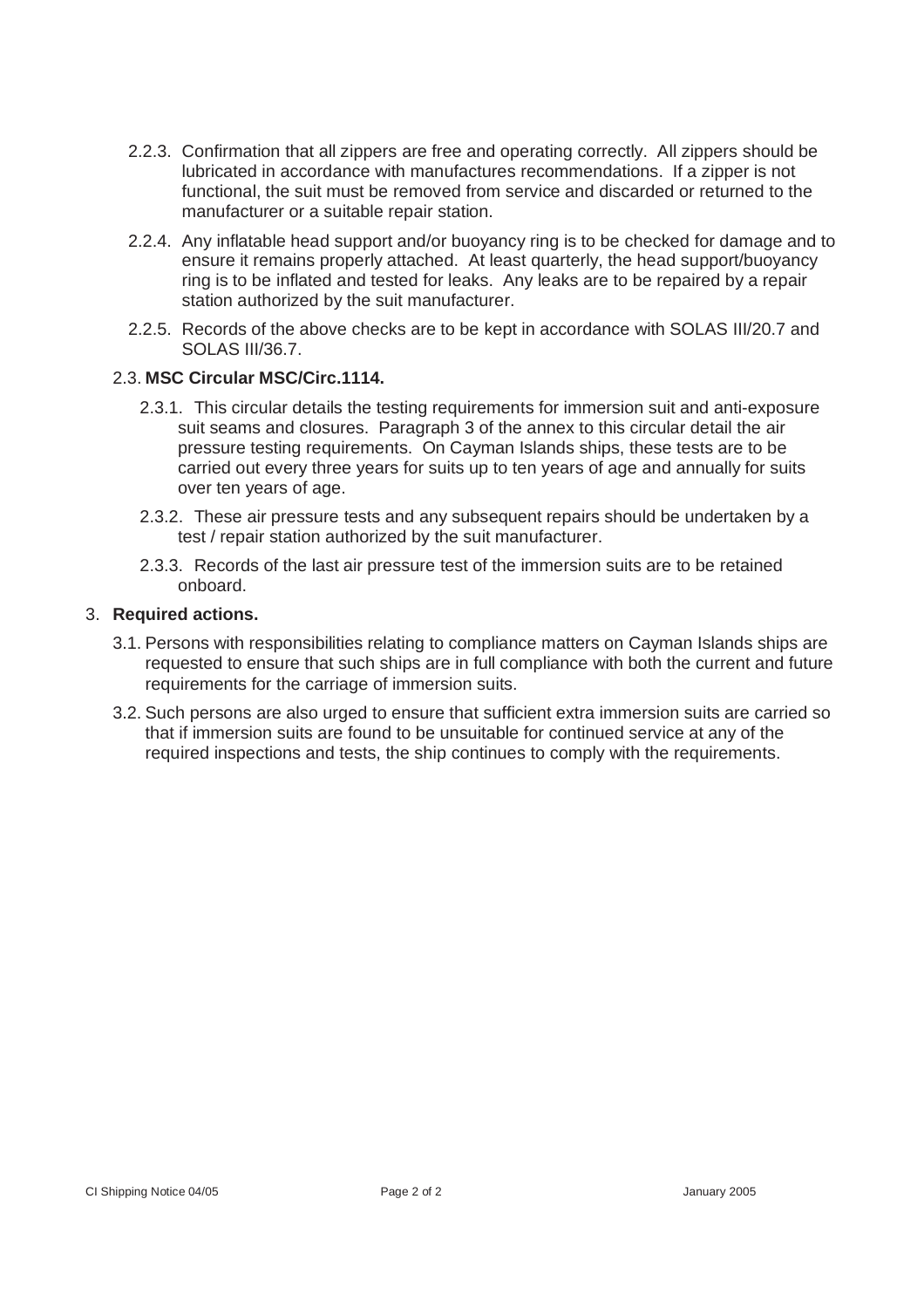2.2.3. Confirmation that all zippers are free and operating correctly. All zippers should be lubricated in accordance with manufactures recommendations. If a zipper is not functional, the suit must be removed from service and discarded or returned to the manufacturer or a suitable repair station.

2.2.4. Any inflatable head support and/or buoyancy ring is to be checked for damage and to ensure it remains properly attached. At least quarterly, the head support/buoyancy ring is to be inflated and tested for leaks. Any leaks are to be repaired by a repair station authorized by the suit manufacturer.

2.2.5. Records of the above checks are to be kept in accordance with SOLAS III/20.7 and SOLAS III/36.7.

2.3. **MSC Circular MSC/Circ.1114.**

2.3.1. This circular details the testing requirements for immersion suit and anti-exposure suit seams and closures. Paragraph 3 of the annex to this circular detail the air pressure testing requirements. On Cayman Islands ships, these tests are to be carried out every three years for suits up to ten years of age and annually for suits over ten years of age.

2.3.2. These air pressure tests and any subsequent repairs should be undertaken by a test / repair station authorized by the suit manufacturer.

2.3.3. Records of the last air pressure test of the immersion suits are to be retained onboard.

3. **Required actions.**

3.1. Persons with responsibilities relating to compliance matters on Cayman Islands ships are requested to ensure that such ships are in full compliance with both the current and future requirements for the carriage of immersion suits.

3.2. Such persons are also urged to ensure that sufficient extra immersion suits are carried so that if immersion suits are found to be unsuitable for continued service at any of the required inspections and tests, the ship continues to comply with the requirements.